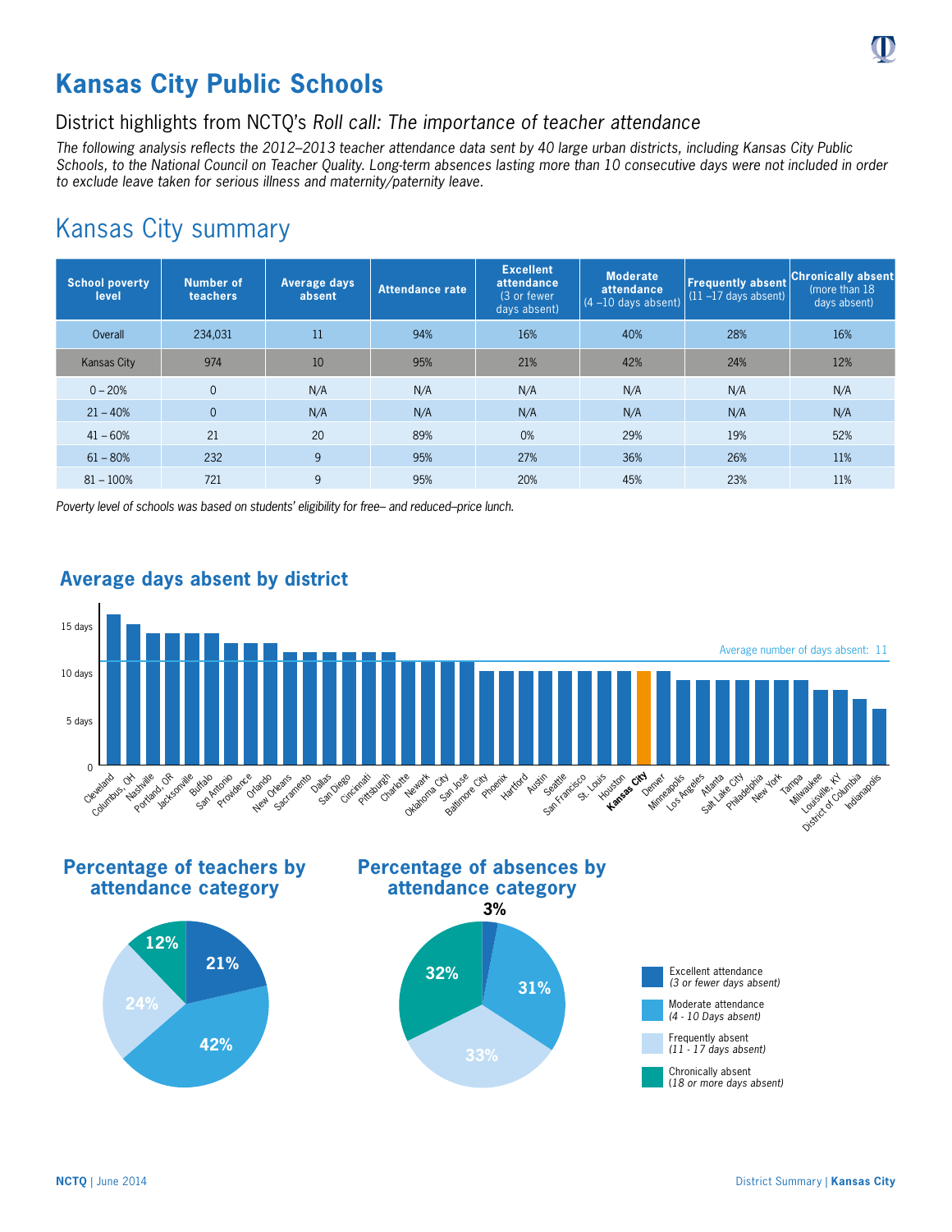# Kansas City Public Schools

## District highlights from NCTQ's *Roll call: The importance of teacher attendance*

*The following analysis reflects the 2012–2013 teacher attendance data sent by 40 large urban districts, including Kansas City Public Schools, to the National Council on Teacher Quality. Long-term absences lasting more than 10 consecutive days were not included in order to exclude leave taken for serious illness and maternity/paternity leave.*

## Kansas City summary

| School poverty level | Number of teachers | Average days absent | Attendance rate | Excellent attendance (3 or fewer days absent) | Moderate attendance (4 –10 days absent) | Frequently absent (11 –17 days absent) | Chronically absent (more than 18 days absent) |
|---|---|---|---|---|---|---|---|
| Overall | 234,031 | 11 | 94% | 16% | 40% | 28% | 16% |
| Kansas City | 974 | 10 | 95% | 21% | 42% | 24% | 12% |
| 0 – 20% | 0 | N/A | N/A | N/A | N/A | N/A | N/A |
| 21 – 40% | 0 | N/A | N/A | N/A | N/A | N/A | N/A |
| 41 – 60% | 21 | 20 | 89% | 0% | 29% | 19% | 52% |
| 61 – 80% | 232 | 9 | 95% | 27% | 36% | 26% | 11% |
| 81 – 100% | 721 | 9 | 95% | 20% | 45% | 23% | 11% |

*Poverty level of schools was based on students' eligibility for free– and reduced–price lunch.*

### Average days absent by district

Average number of days absent: 11

Districts (in chart order): Cleveland, Columbus, OH, Nashville, Portland, OR, Jacksonville, Buffalo, San Antonio, Providence, Orlando, New Orleans, Sacramento, Dallas, San Diego, Cincinnati, Pittsburgh, Charlotte, Newark, Oklahoma City, San Jose, Baltimore City, Phoenix, Hartford, Austin, Seattle, San Francisco, St. Louis, Houston, **Kansas City**, Denver, Minneapolis, Los Angeles, Atlanta, Salt Lake City, Philadelphia, New York, Tampa, Milwaukee, Louisville, KY, District of Columbia, Indianapolis

### Percentage of teachers by attendance category

- Excellent attendance (3 or fewer days absent): 21%
- Moderate attendance (4 - 10 Days absent): 42%
- Frequently absent (11 - 17 days absent): 24%
- Chronically absent (18 or more days absent): 12%

### Percentage of absences by attendance category

- Excellent attendance (3 or fewer days absent): 3%
- Moderate attendance (4 - 10 Days absent): 31%
- Frequently absent (11 - 17 days absent): 33%
- Chronically absent (18 or more days absent): 32%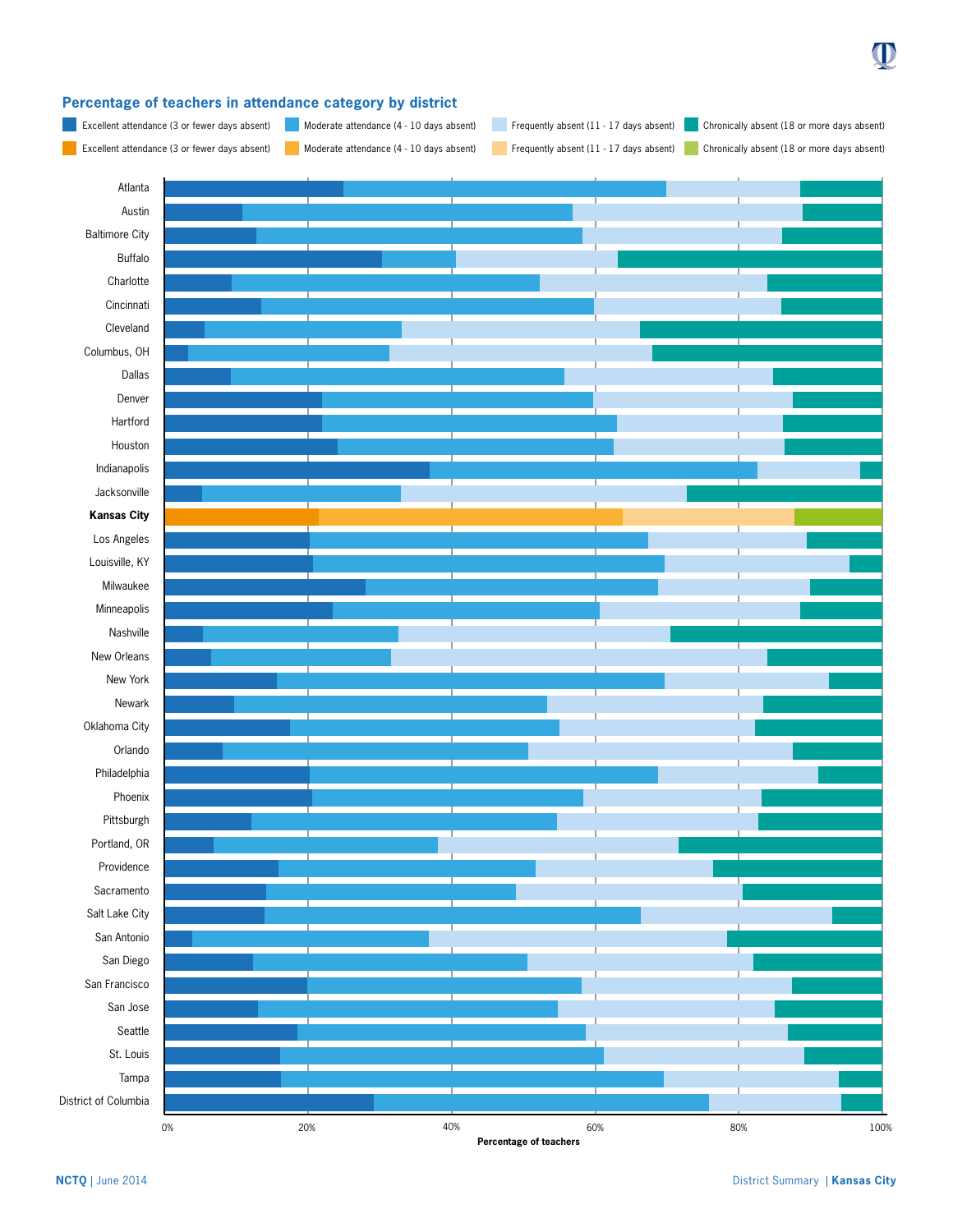## Percentage of teachers in attendance category by district

Excellent attendance (3 or fewer days absent)
Moderate attendance (4 - 10 days absent)
Frequently absent (11 - 17 days absent)
Chronically absent (18 or more days absent)

Excellent attendance (3 or fewer days absent)
Moderate attendance (4 - 10 days absent)
Frequently absent (11 - 17 days absent)
Chronically absent (18 or more days absent)

Atlanta
Austin
Baltimore City
Buffalo
Charlotte
Cincinnati
Cleveland
Columbus, OH
Dallas
Denver
Hartford
Houston
Indianapolis
Jacksonville
**Kansas City**
Los Angeles
Louisville, KY
Milwaukee
Minneapolis
Nashville
New Orleans
New York
Newark
Oklahoma City
Orlando
Philadelphia
Phoenix
Pittsburgh
Portland, OR
Providence
Sacramento
Salt Lake City
San Antonio
San Diego
San Francisco
San Jose
Seattle
St. Louis
Tampa
District of Columbia

0%
20%
40%
60%
80%
100%

Percentage of teachers